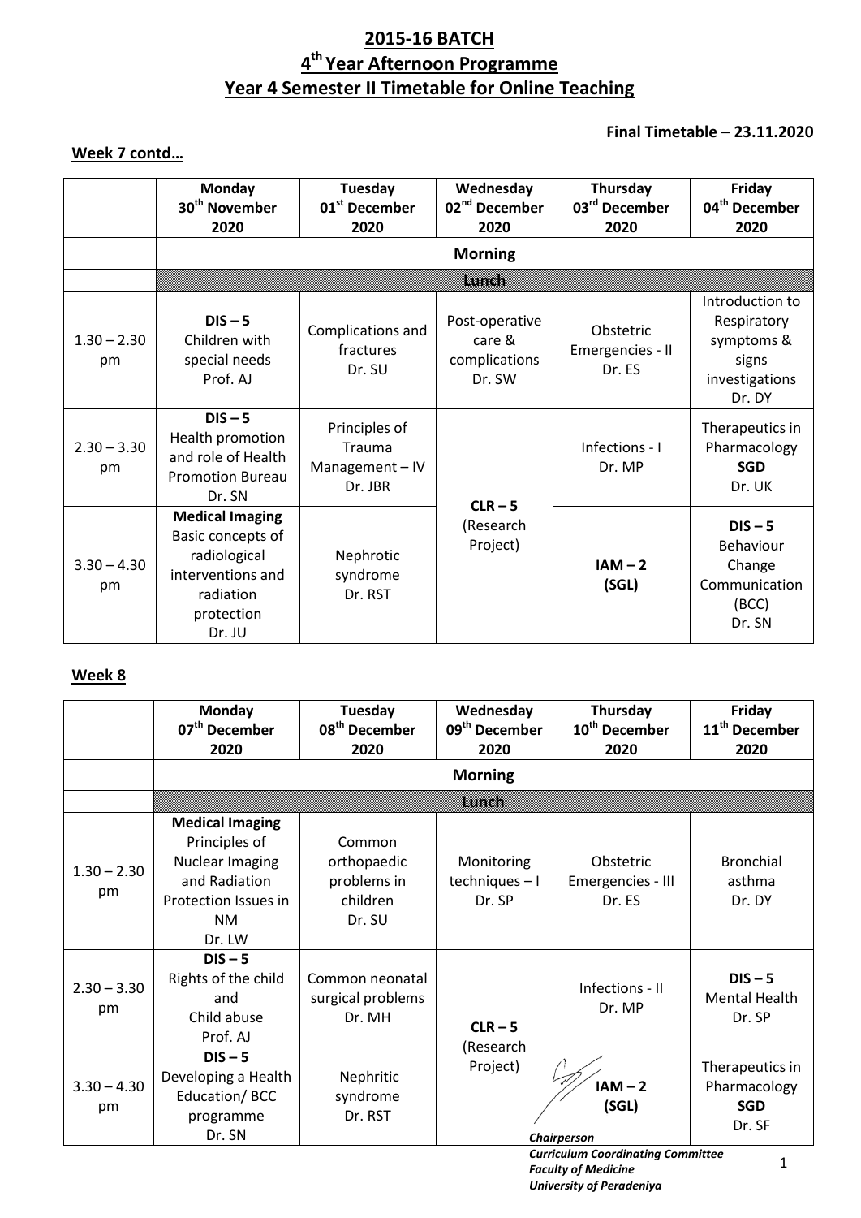# 2015-16 BATCH

# 4th Year Afternoon Programme

# Year 4 Semester II Timetable for Online Teaching

**Final Timetable – 23.11.2020**

**Week 7 contd…**

| | Monday 30th November 2020 | Tuesday 01st December 2020 | Wednesday 02nd December 2020 | Thursday 03rd December 2020 | Friday 04th December 2020 |
|---|---|---|---|---|---|
| | **Morning** | | | | |
| | **Lunch** | | | | |
| 1.30 – 2.30 pm | **DIS – 5** Children with special needs Prof. AJ | Complications and fractures Dr. SU | Post-operative care & complications Dr. SW | Obstetric Emergencies - II Dr. ES | Introduction to Respiratory symptoms & signs investigations Dr. DY |
| 2.30 – 3.30 pm | **DIS – 5** Health promotion and role of Health Promotion Bureau Dr. SN | Principles of Trauma Management – IV Dr. JBR | **CLR – 5** (Research Project) | Infections - I Dr. MP | Therapeutics in Pharmacology **SGD** Dr. UK |
| 3.30 – 4.30 pm | **Medical Imaging** Basic concepts of radiological interventions and radiation protection Dr. JU | Nephrotic syndrome Dr. RST | | **IAM – 2 (SGL)** | **DIS – 5** Behaviour Change Communication (BCC) Dr. SN |

**Week 8**

| | Monday 07th December 2020 | Tuesday 08th December 2020 | Wednesday 09th December 2020 | Thursday 10th December 2020 | Friday 11th December 2020 |
|---|---|---|---|---|---|
| | **Morning** | | | | |
| | **Lunch** | | | | |
| 1.30 – 2.30 pm | **Medical Imaging** Principles of Nuclear Imaging and Radiation Protection Issues in NM Dr. LW | Common orthopaedic problems in children Dr. SU | Monitoring techniques – I Dr. SP | Obstetric Emergencies - III Dr. ES | Bronchial asthma Dr. DY |
| 2.30 – 3.30 pm | **DIS – 5** Rights of the child and Child abuse Prof. AJ | Common neonatal surgical problems Dr. MH | **CLR – 5** (Research Project) | Infections - II Dr. MP | **DIS – 5** Mental Health Dr. SP |
| 3.30 – 4.30 pm | **DIS – 5** Developing a Health Education/ BCC programme Dr. SN | Nephritic syndrome Dr. RST | | **IAM – 2 (SGL)** | Therapeutics in Pharmacology **SGD** Dr. SF |

***Chairperson***
***Curriculum Coordinating Committee***
***Faculty of Medicine***
***University of Peradeniya***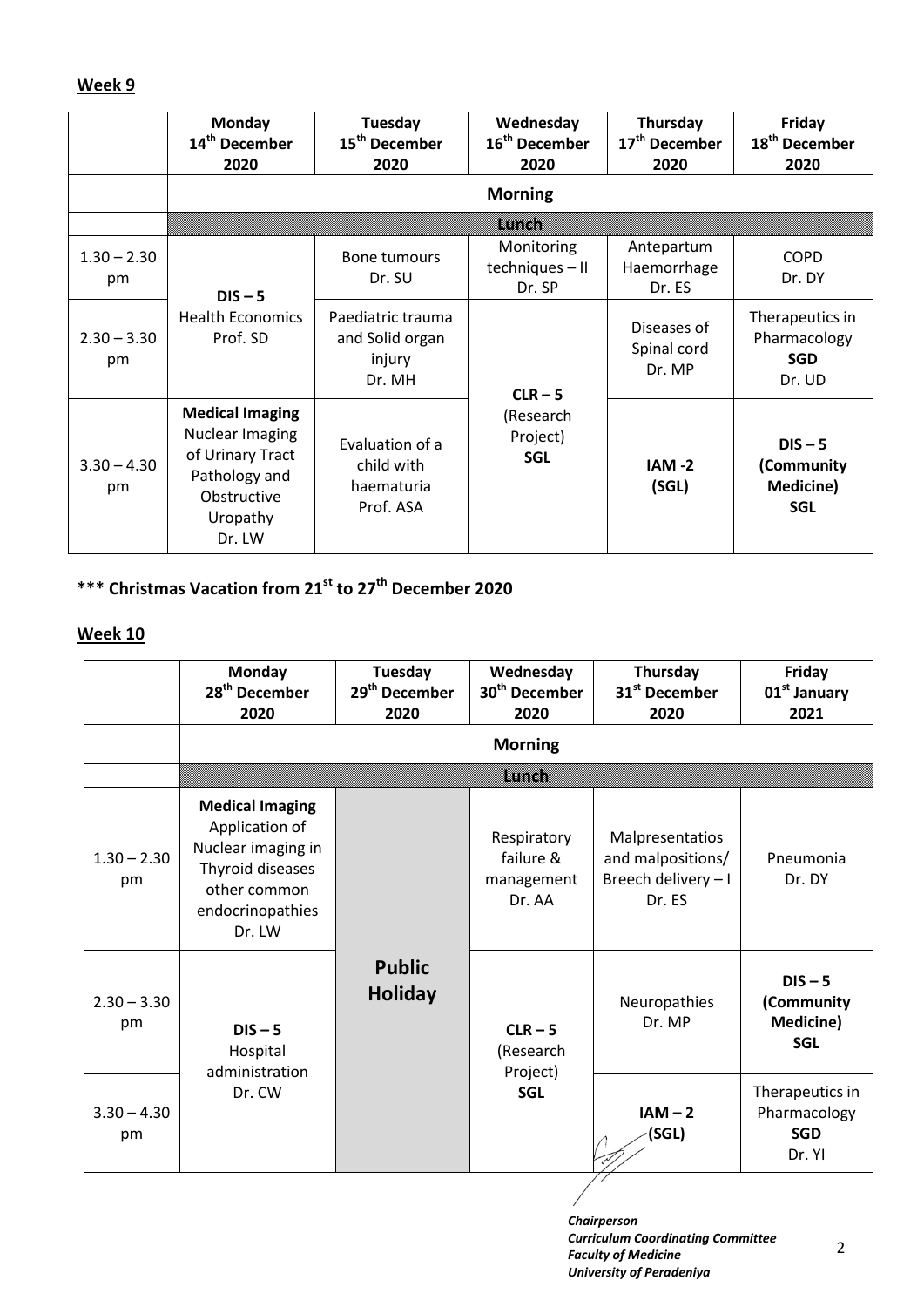**Week 9**

| | Monday 14th December 2020 | Tuesday 15th December 2020 | Wednesday 16th December 2020 | Thursday 17th December 2020 | Friday 18th December 2020 |
|---|---|---|---|---|---|
| | **Morning** | | | | |
| | **Lunch** | | | | |
| 1.30 – 2.30 pm | **DIS – 5** Health Economics Prof. SD | Bone tumours Dr. SU | Monitoring techniques – II Dr. SP | Antepartum Haemorrhage Dr. ES | COPD Dr. DY |
| 2.30 – 3.30 pm | | Paediatric trauma and Solid organ injury Dr. MH | **CLR – 5** (Research Project) **SGL** | Diseases of Spinal cord Dr. MP | Therapeutics in Pharmacology **SGD** Dr. UD |
| 3.30 – 4.30 pm | **Medical Imaging** Nuclear Imaging of Urinary Tract Pathology and Obstructive Uropathy Dr. LW | Evaluation of a child with haematuria Prof. ASA | | **IAM -2 (SGL)** | **DIS – 5 (Community Medicine) SGL** |

**\*\*\* Christmas Vacation from 21st to 27th December 2020**

**Week 10**

| | Monday 28th December 2020 | Tuesday 29th December 2020 | Wednesday 30th December 2020 | Thursday 31st December 2020 | Friday 01st January 2021 |
|---|---|---|---|---|---|
| | **Morning** | | | | |
| | **Lunch** | | | | |
| 1.30 – 2.30 pm | **Medical Imaging** Application of Nuclear imaging in Thyroid diseases other common endocrinopathies Dr. LW | **Public Holiday** | Respiratory failure & management Dr. AA | Malpresentatios and malpositions/ Breech delivery – I Dr. ES | Pneumonia Dr. DY |
| 2.30 – 3.30 pm | **DIS – 5** Hospital administration Dr. CW | | **CLR – 5** (Research Project) **SGL** | Neuropathies Dr. MP | **DIS – 5 (Community Medicine) SGL** |
| 3.30 – 4.30 pm | | | | **IAM – 2 (SGL)** | Therapeutics in Pharmacology **SGD** Dr. YI |

***Chairperson***
***Curriculum Coordinating Committee***
***Faculty of Medicine***
***University of Peradeniya***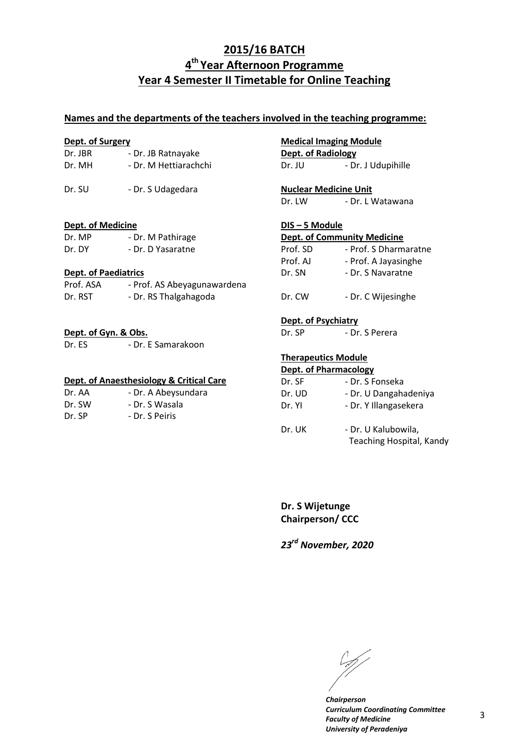## 2015/16 BATCH
## 4th Year Afternoon Programme
## Year 4 Semester II Timetable for Online Teaching

**Names and the departments of the teachers involved in the teaching programme:**

**Dept. of Surgery**

Dr. JBR - Dr. JB Ratnayake
Dr. MH - Dr. M Hettiarachchi

Dr. SU - Dr. S Udagedara

**Dept. of Medicine**

Dr. MP - Dr. M Pathirage
Dr. DY - Dr. D Yasaratne

**Dept. of Paediatrics**

Prof. ASA - Prof. AS Abeyagunawardena
Dr. RST - Dr. RS Thalgahagoda

**Dept. of Gyn. & Obs.**

Dr. ES - Dr. E Samarakoon

**Dept. of Anaesthesiology & Critical Care**

Dr. AA - Dr. A Abeysundara
Dr. SW - Dr. S Wasala
Dr. SP - Dr. S Peiris

**Medical Imaging Module**

**Dept. of Radiology**

Dr. JU - Dr. J Udupihille

**Nuclear Medicine Unit**

Dr. LW - Dr. L Watawana

**DIS – 5 Module**

**Dept. of Community Medicine**

Prof. SD - Prof. S Dharmaratne
Prof. AJ - Prof. A Jayasinghe
Dr. SN - Dr. S Navaratne

Dr. CW - Dr. C Wijesinghe

**Dept. of Psychiatry**

Dr. SP - Dr. S Perera

**Therapeutics Module**

**Dept. of Pharmacology**

Dr. SF - Dr. S Fonseka
Dr. UD - Dr. U Dangahadeniya
Dr. YI - Dr. Y Illangasekera

Dr. UK - Dr. U Kalubowila, Teaching Hospital, Kandy

**Dr. S Wijetunge**
**Chairperson/ CCC**

***23rd November, 2020***

***Chairperson***
***Curriculum Coordinating Committee***
***Faculty of Medicine***
***University of Peradeniya***